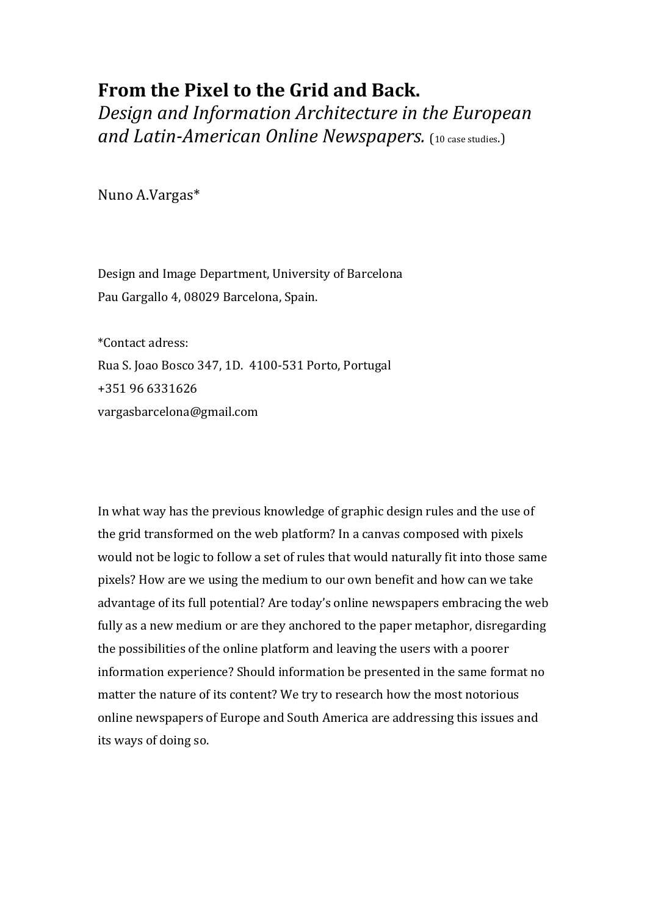# From the Pixel to the Grid and Back.

*Design and Information Architecture in the European and Latin-American Online Newspapers.* (10 case studies.)

Nuno A.Vargas*

Design and Image Department, University of Barcelona
Pau Gargallo 4, 08029 Barcelona, Spain.

*Contact adress:
Rua S. Joao Bosco 347, 1D. 4100-531 Porto, Portugal
+351 96 6331626
vargasbarcelona@gmail.com

In what way has the previous knowledge of graphic design rules and the use of the grid transformed on the web platform? In a canvas composed with pixels would not be logic to follow a set of rules that would naturally fit into those same pixels? How are we using the medium to our own benefit and how can we take advantage of its full potential? Are today's online newspapers embracing the web fully as a new medium or are they anchored to the paper metaphor, disregarding the possibilities of the online platform and leaving the users with a poorer information experience? Should information be presented in the same format no matter the nature of its content? We try to research how the most notorious online newspapers of Europe and South America are addressing this issues and its ways of doing so.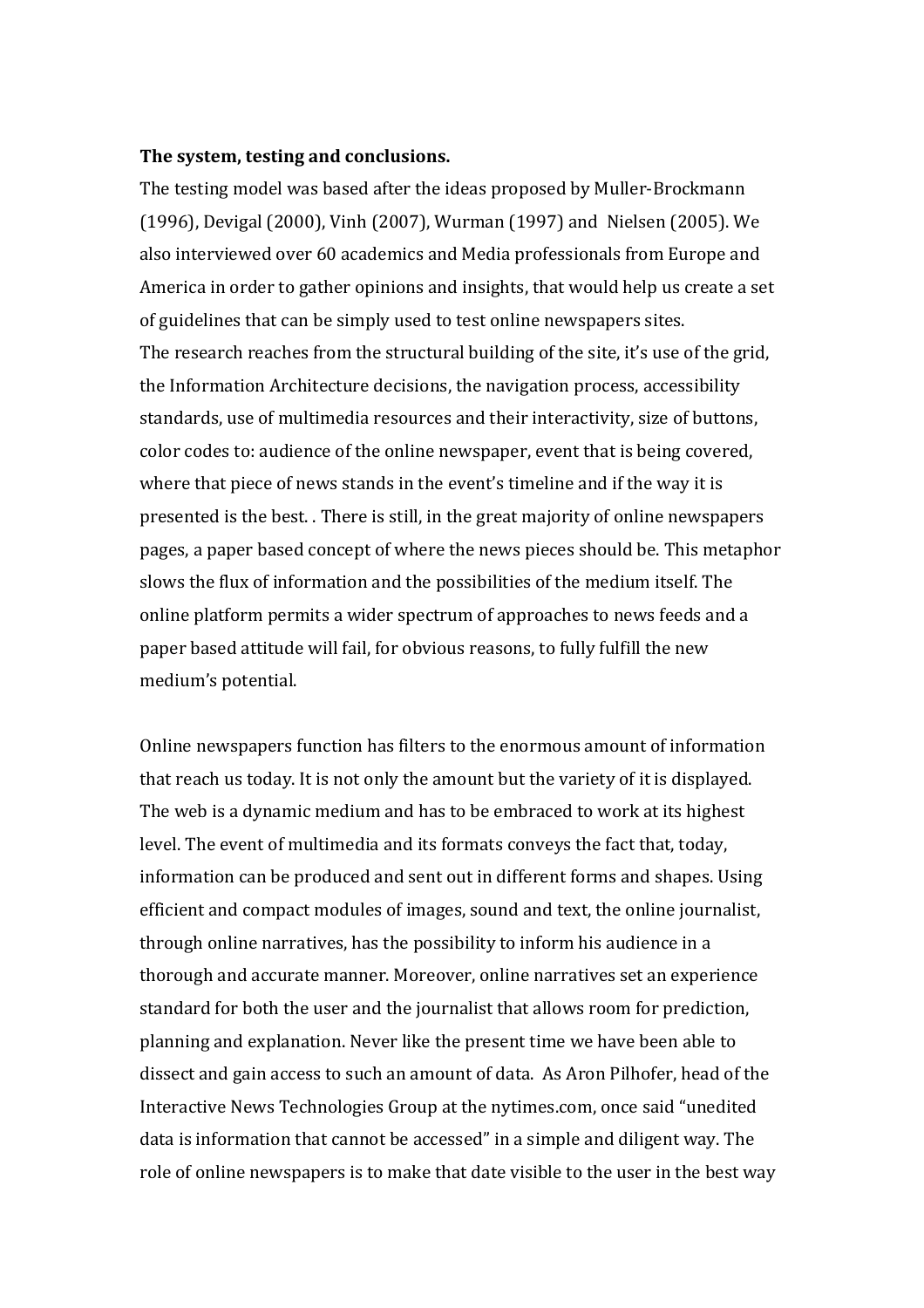**The system, testing and conclusions.**

The testing model was based after the ideas proposed by Muller-Brockmann (1996), Devigal (2000), Vinh (2007), Wurman (1997) and Nielsen (2005). We also interviewed over 60 academics and Media professionals from Europe and America in order to gather opinions and insights, that would help us create a set of guidelines that can be simply used to test online newspapers sites.

The research reaches from the structural building of the site, it's use of the grid, the Information Architecture decisions, the navigation process, accessibility standards, use of multimedia resources and their interactivity, size of buttons, color codes to: audience of the online newspaper, event that is being covered, where that piece of news stands in the event's timeline and if the way it is presented is the best. . There is still, in the great majority of online newspapers pages, a paper based concept of where the news pieces should be. This metaphor slows the flux of information and the possibilities of the medium itself. The online platform permits a wider spectrum of approaches to news feeds and a paper based attitude will fail, for obvious reasons, to fully fulfill the new medium's potential.

Online newspapers function has filters to the enormous amount of information that reach us today. It is not only the amount but the variety of it is displayed. The web is a dynamic medium and has to be embraced to work at its highest level. The event of multimedia and its formats conveys the fact that, today, information can be produced and sent out in different forms and shapes. Using efficient and compact modules of images, sound and text, the online journalist, through online narratives, has the possibility to inform his audience in a thorough and accurate manner. Moreover, online narratives set an experience standard for both the user and the journalist that allows room for prediction, planning and explanation. Never like the present time we have been able to dissect and gain access to such an amount of data. As Aron Pilhofer, head of the Interactive News Technologies Group at the nytimes.com, once said "unedited data is information that cannot be accessed" in a simple and diligent way. The role of online newspapers is to make that date visible to the user in the best way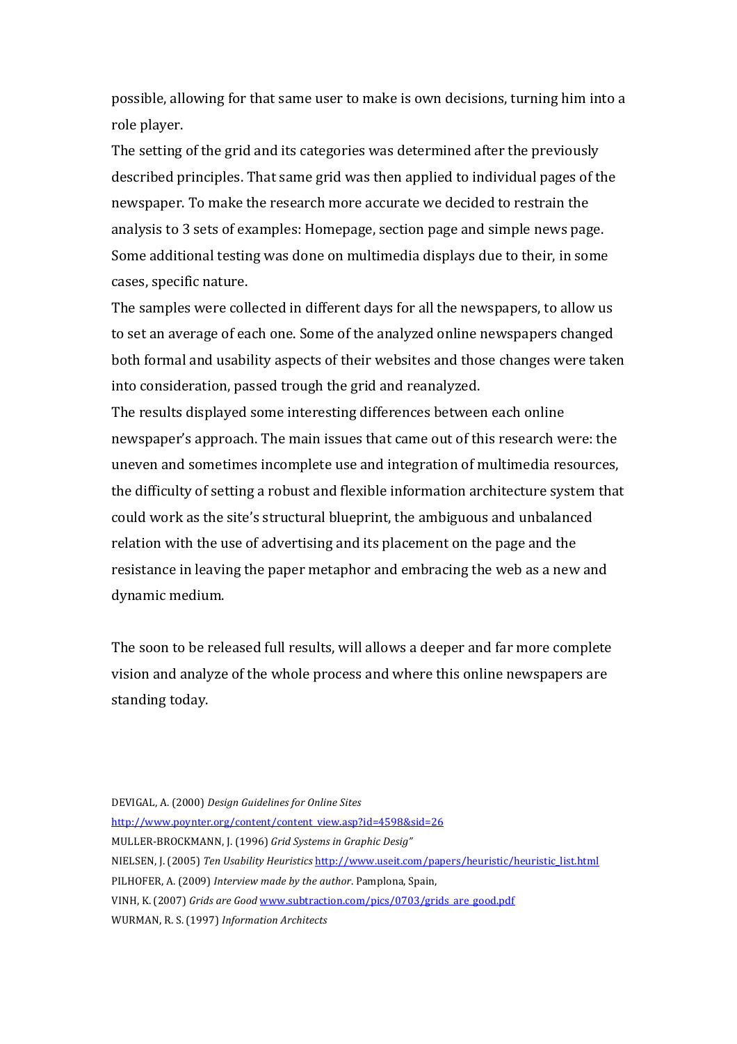possible, allowing for that same user to make is own decisions, turning him into a role player.

The setting of the grid and its categories was determined after the previously described principles. That same grid was then applied to individual pages of the newspaper. To make the research more accurate we decided to restrain the analysis to 3 sets of examples: Homepage, section page and simple news page. Some additional testing was done on multimedia displays due to their, in some cases, specific nature.

The samples were collected in different days for all the newspapers, to allow us to set an average of each one. Some of the analyzed online newspapers changed both formal and usability aspects of their websites and those changes were taken into consideration, passed trough the grid and reanalyzed.

The results displayed some interesting differences between each online newspaper's approach. The main issues that came out of this research were: the uneven and sometimes incomplete use and integration of multimedia resources, the difficulty of setting a robust and flexible information architecture system that could work as the site's structural blueprint, the ambiguous and unbalanced relation with the use of advertising and its placement on the page and the resistance in leaving the paper metaphor and embracing the web as a new and dynamic medium.

The soon to be released full results, will allows a deeper and far more complete vision and analyze of the whole process and where this online newspapers are standing today.

DEVIGAL, A. (2000) *Design Guidelines for Online Sites* http://www.poynter.org/content/content_view.asp?id=4598&sid=26

MULLER-BROCKMANN, J. (1996) *Grid Systems in Graphic Desig"*

NIELSEN, J. (2005) *Ten Usability Heuristics* http://www.useit.com/papers/heuristic/heuristic_list.html

PILHOFER, A. (2009) *Interview made by the author*. Pamplona, Spain,

VINH, K. (2007) *Grids are Good* www.subtraction.com/pics/0703/grids_are_good.pdf

WURMAN, R. S. (1997) *Information Architects*